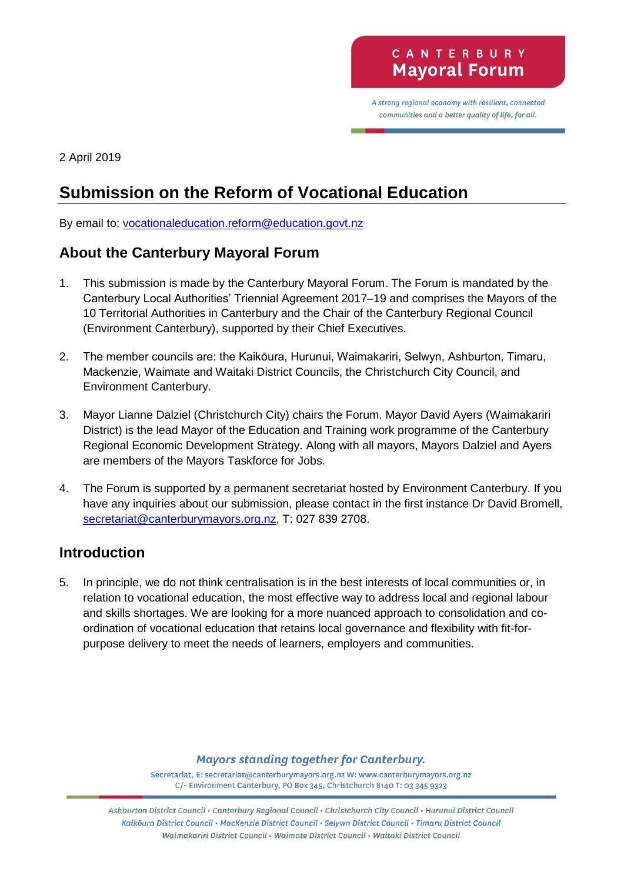CANTERBURY
Mayoral Forum

*A strong regional economy with resilient, connected communities and a better quality of life, for all.*

2 April 2019

# Submission on the Reform of Vocational Education

By email to: vocationaleducation.reform@education.govt.nz

## About the Canterbury Mayoral Forum

1. This submission is made by the Canterbury Mayoral Forum. The Forum is mandated by the Canterbury Local Authorities' Triennial Agreement 2017–19 and comprises the Mayors of the 10 Territorial Authorities in Canterbury and the Chair of the Canterbury Regional Council (Environment Canterbury), supported by their Chief Executives.

2. The member councils are: the Kaikōura, Hurunui, Waimakariri, Selwyn, Ashburton, Timaru, Mackenzie, Waimate and Waitaki District Councils, the Christchurch City Council, and Environment Canterbury.

3. Mayor Lianne Dalziel (Christchurch City) chairs the Forum. Mayor David Ayers (Waimakariri District) is the lead Mayor of the Education and Training work programme of the Canterbury Regional Economic Development Strategy. Along with all mayors, Mayors Dalziel and Ayers are members of the Mayors Taskforce for Jobs.

4. The Forum is supported by a permanent secretariat hosted by Environment Canterbury. If you have any inquiries about our submission, please contact in the first instance Dr David Bromell, secretariat@canterburymayors.org.nz, T: 027 839 2708.

## Introduction

5. In principle, we do not think centralisation is in the best interests of local communities or, in relation to vocational education, the most effective way to address local and regional labour and skills shortages. We are looking for a more nuanced approach to consolidation and co-ordination of vocational education that retains local governance and flexibility with fit-for-purpose delivery to meet the needs of learners, employers and communities.

*Mayors standing together for Canterbury.*

Secretariat, E: secretariat@canterburymayors.org.nz W: www.canterburymayors.org.nz
C/- Environment Canterbury, PO Box 345, Christchurch 8140 T: 03 345 9323

Ashburton District Council • Canterbury Regional Council • Christchurch City Council • Hurunui District Council
Kaikōura District Council • MacKenzie District Council • Selwyn District Council • Timaru District Council
Waimakariri District Council • Waimate District Council • Waitaki District Council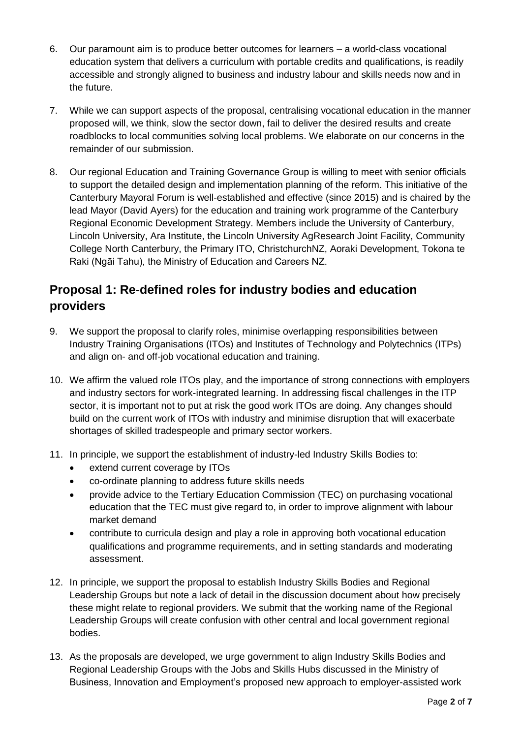6. Our paramount aim is to produce better outcomes for learners – a world-class vocational education system that delivers a curriculum with portable credits and qualifications, is readily accessible and strongly aligned to business and industry labour and skills needs now and in the future.

7. While we can support aspects of the proposal, centralising vocational education in the manner proposed will, we think, slow the sector down, fail to deliver the desired results and create roadblocks to local communities solving local problems. We elaborate on our concerns in the remainder of our submission.

8. Our regional Education and Training Governance Group is willing to meet with senior officials to support the detailed design and implementation planning of the reform. This initiative of the Canterbury Mayoral Forum is well-established and effective (since 2015) and is chaired by the lead Mayor (David Ayers) for the education and training work programme of the Canterbury Regional Economic Development Strategy. Members include the University of Canterbury, Lincoln University, Ara Institute, the Lincoln University AgResearch Joint Facility, Community College North Canterbury, the Primary ITO, ChristchurchNZ, Aoraki Development, Tokona te Raki (Ngāi Tahu), the Ministry of Education and Careers NZ.

## Proposal 1: Re-defined roles for industry bodies and education providers

9. We support the proposal to clarify roles, minimise overlapping responsibilities between Industry Training Organisations (ITOs) and Institutes of Technology and Polytechnics (ITPs) and align on- and off-job vocational education and training.

10. We affirm the valued role ITOs play, and the importance of strong connections with employers and industry sectors for work-integrated learning. In addressing fiscal challenges in the ITP sector, it is important not to put at risk the good work ITOs are doing. Any changes should build on the current work of ITOs with industry and minimise disruption that will exacerbate shortages of skilled tradespeople and primary sector workers.

11. In principle, we support the establishment of industry-led Industry Skills Bodies to:
    - extend current coverage by ITOs
    - co-ordinate planning to address future skills needs
    - provide advice to the Tertiary Education Commission (TEC) on purchasing vocational education that the TEC must give regard to, in order to improve alignment with labour market demand
    - contribute to curricula design and play a role in approving both vocational education qualifications and programme requirements, and in setting standards and moderating assessment.

12. In principle, we support the proposal to establish Industry Skills Bodies and Regional Leadership Groups but note a lack of detail in the discussion document about how precisely these might relate to regional providers. We submit that the working name of the Regional Leadership Groups will create confusion with other central and local government regional bodies.

13. As the proposals are developed, we urge government to align Industry Skills Bodies and Regional Leadership Groups with the Jobs and Skills Hubs discussed in the Ministry of Business, Innovation and Employment's proposed new approach to employer-assisted work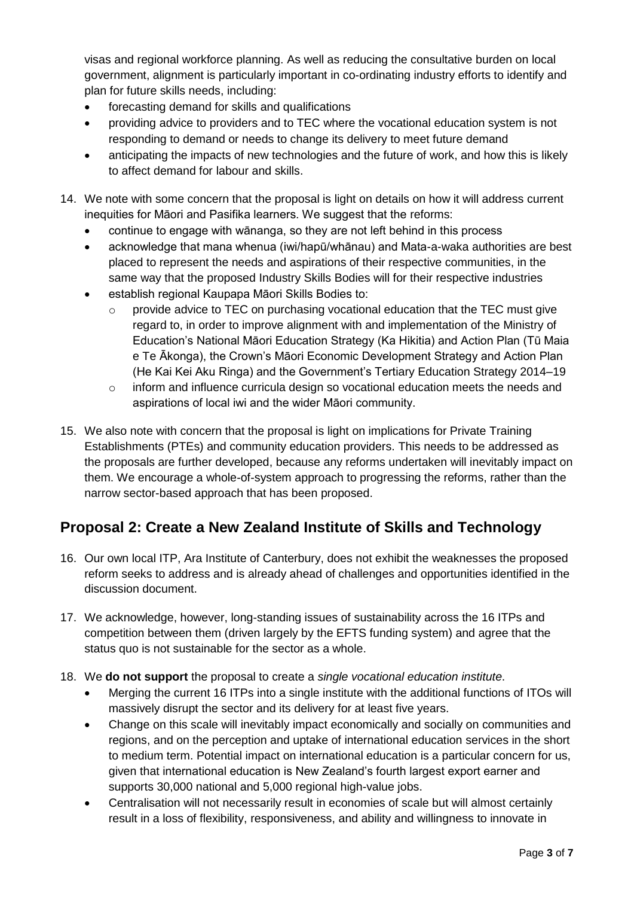visas and regional workforce planning. As well as reducing the consultative burden on local government, alignment is particularly important in co-ordinating industry efforts to identify and plan for future skills needs, including:

- forecasting demand for skills and qualifications
- providing advice to providers and to TEC where the vocational education system is not responding to demand or needs to change its delivery to meet future demand
- anticipating the impacts of new technologies and the future of work, and how this is likely to affect demand for labour and skills.

14. We note with some concern that the proposal is light on details on how it will address current inequities for Māori and Pasifika learners. We suggest that the reforms:
    - continue to engage with wānanga, so they are not left behind in this process
    - acknowledge that mana whenua (iwi/hapū/whānau) and Mata-a-waka authorities are best placed to represent the needs and aspirations of their respective communities, in the same way that the proposed Industry Skills Bodies will for their respective industries
    - establish regional Kaupapa Māori Skills Bodies to:
        - provide advice to TEC on purchasing vocational education that the TEC must give regard to, in order to improve alignment with and implementation of the Ministry of Education's National Māori Education Strategy (Ka Hikitia) and Action Plan (Tū Maia e Te Ākonga), the Crown's Māori Economic Development Strategy and Action Plan (He Kai Kei Aku Ringa) and the Government's Tertiary Education Strategy 2014–19
        - inform and influence curricula design so vocational education meets the needs and aspirations of local iwi and the wider Māori community.

15. We also note with concern that the proposal is light on implications for Private Training Establishments (PTEs) and community education providers. This needs to be addressed as the proposals are further developed, because any reforms undertaken will inevitably impact on them. We encourage a whole-of-system approach to progressing the reforms, rather than the narrow sector-based approach that has been proposed.

## Proposal 2: Create a New Zealand Institute of Skills and Technology

16. Our own local ITP, Ara Institute of Canterbury, does not exhibit the weaknesses the proposed reform seeks to address and is already ahead of challenges and opportunities identified in the discussion document.

17. We acknowledge, however, long-standing issues of sustainability across the 16 ITPs and competition between them (driven largely by the EFTS funding system) and agree that the status quo is not sustainable for the sector as a whole.

18. We **do not support** the proposal to create a *single vocational education institute*.
    - Merging the current 16 ITPs into a single institute with the additional functions of ITOs will massively disrupt the sector and its delivery for at least five years.
    - Change on this scale will inevitably impact economically and socially on communities and regions, and on the perception and uptake of international education services in the short to medium term. Potential impact on international education is a particular concern for us, given that international education is New Zealand's fourth largest export earner and supports 30,000 national and 5,000 regional high-value jobs.
    - Centralisation will not necessarily result in economies of scale but will almost certainly result in a loss of flexibility, responsiveness, and ability and willingness to innovate in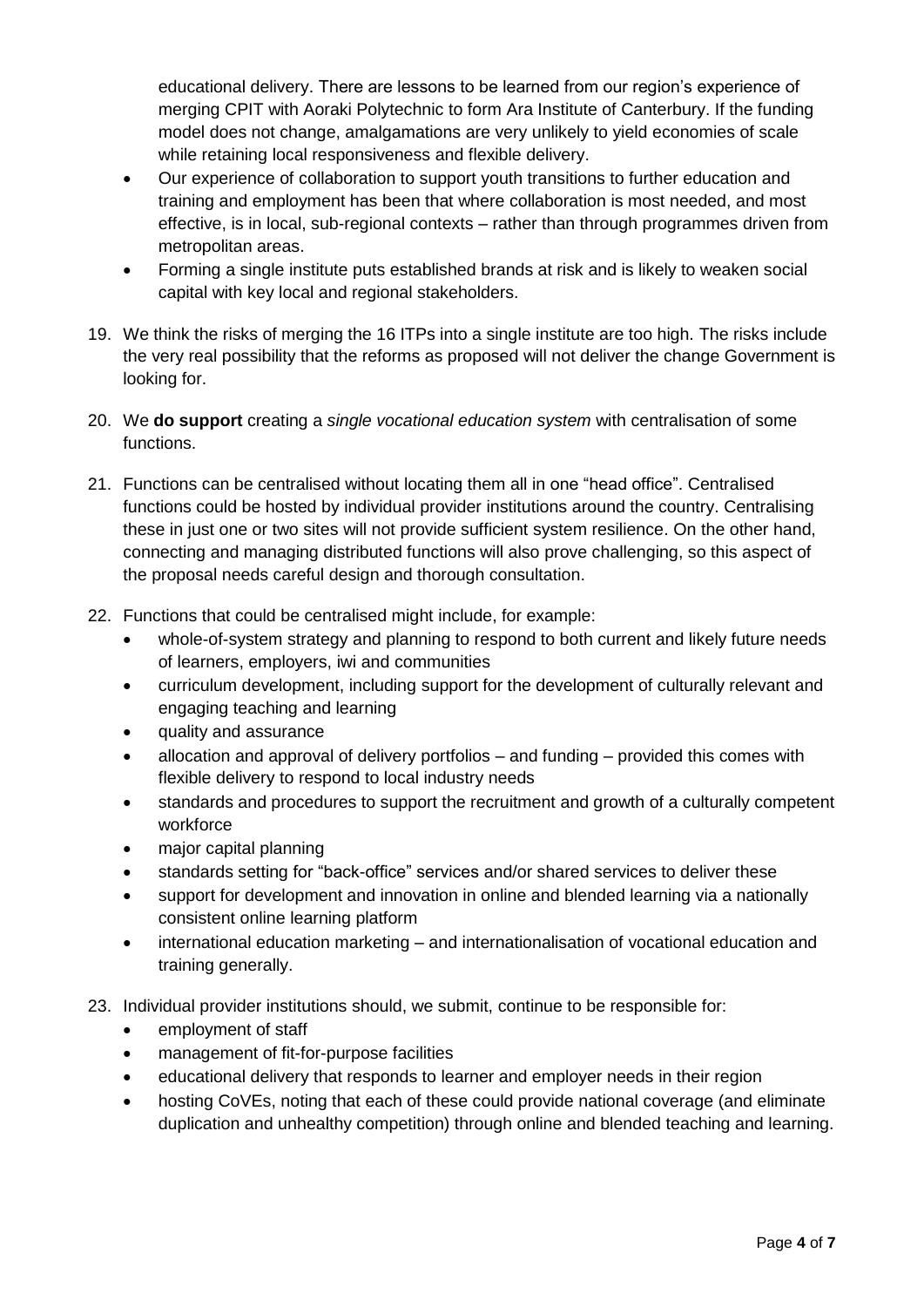educational delivery. There are lessons to be learned from our region's experience of merging CPIT with Aoraki Polytechnic to form Ara Institute of Canterbury. If the funding model does not change, amalgamations are very unlikely to yield economies of scale while retaining local responsiveness and flexible delivery.

- Our experience of collaboration to support youth transitions to further education and training and employment has been that where collaboration is most needed, and most effective, is in local, sub-regional contexts – rather than through programmes driven from metropolitan areas.
- Forming a single institute puts established brands at risk and is likely to weaken social capital with key local and regional stakeholders.

19. We think the risks of merging the 16 ITPs into a single institute are too high. The risks include the very real possibility that the reforms as proposed will not deliver the change Government is looking for.

20. We **do support** creating a *single vocational education system* with centralisation of some functions.

21. Functions can be centralised without locating them all in one "head office". Centralised functions could be hosted by individual provider institutions around the country. Centralising these in just one or two sites will not provide sufficient system resilience. On the other hand, connecting and managing distributed functions will also prove challenging, so this aspect of the proposal needs careful design and thorough consultation.

22. Functions that could be centralised might include, for example:
    - whole-of-system strategy and planning to respond to both current and likely future needs of learners, employers, iwi and communities
    - curriculum development, including support for the development of culturally relevant and engaging teaching and learning
    - quality and assurance
    - allocation and approval of delivery portfolios – and funding – provided this comes with flexible delivery to respond to local industry needs
    - standards and procedures to support the recruitment and growth of a culturally competent workforce
    - major capital planning
    - standards setting for "back-office" services and/or shared services to deliver these
    - support for development and innovation in online and blended learning via a nationally consistent online learning platform
    - international education marketing – and internationalisation of vocational education and training generally.

23. Individual provider institutions should, we submit, continue to be responsible for:
    - employment of staff
    - management of fit-for-purpose facilities
    - educational delivery that responds to learner and employer needs in their region
    - hosting CoVEs, noting that each of these could provide national coverage (and eliminate duplication and unhealthy competition) through online and blended teaching and learning.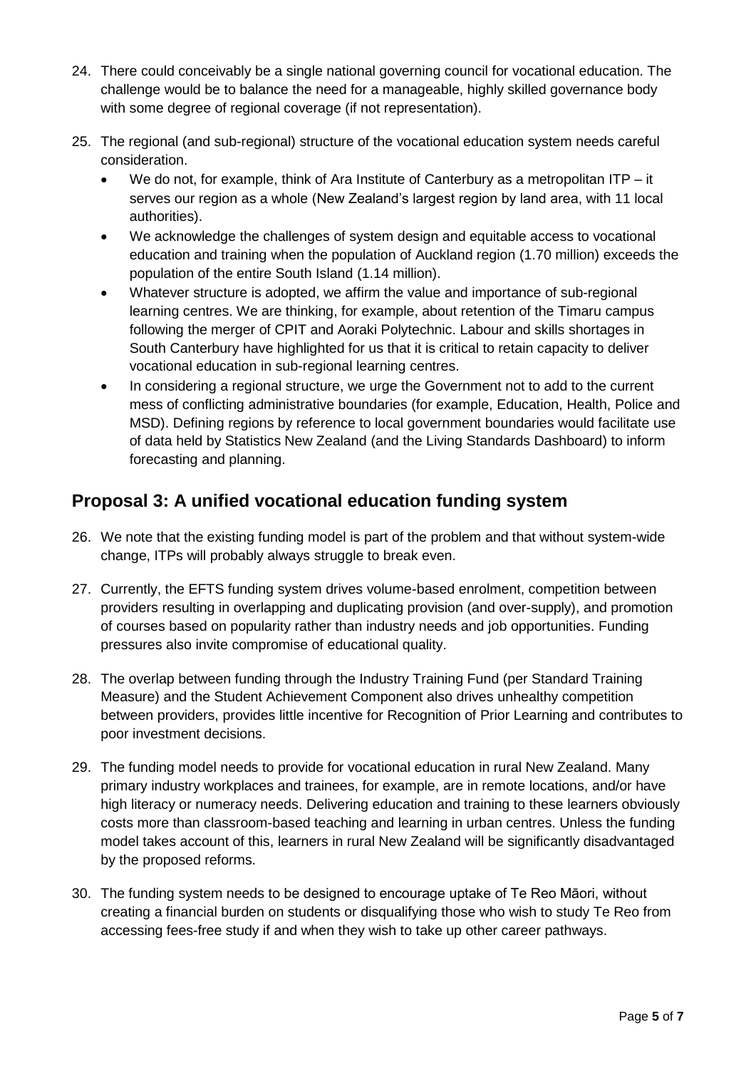24. There could conceivably be a single national governing council for vocational education. The challenge would be to balance the need for a manageable, highly skilled governance body with some degree of regional coverage (if not representation).

25. The regional (and sub-regional) structure of the vocational education system needs careful consideration.
    - We do not, for example, think of Ara Institute of Canterbury as a metropolitan ITP – it serves our region as a whole (New Zealand's largest region by land area, with 11 local authorities).
    - We acknowledge the challenges of system design and equitable access to vocational education and training when the population of Auckland region (1.70 million) exceeds the population of the entire South Island (1.14 million).
    - Whatever structure is adopted, we affirm the value and importance of sub-regional learning centres. We are thinking, for example, about retention of the Timaru campus following the merger of CPIT and Aoraki Polytechnic. Labour and skills shortages in South Canterbury have highlighted for us that it is critical to retain capacity to deliver vocational education in sub-regional learning centres.
    - In considering a regional structure, we urge the Government not to add to the current mess of conflicting administrative boundaries (for example, Education, Health, Police and MSD). Defining regions by reference to local government boundaries would facilitate use of data held by Statistics New Zealand (and the Living Standards Dashboard) to inform forecasting and planning.

## Proposal 3: A unified vocational education funding system

26. We note that the existing funding model is part of the problem and that without system-wide change, ITPs will probably always struggle to break even.

27. Currently, the EFTS funding system drives volume-based enrolment, competition between providers resulting in overlapping and duplicating provision (and over-supply), and promotion of courses based on popularity rather than industry needs and job opportunities. Funding pressures also invite compromise of educational quality.

28. The overlap between funding through the Industry Training Fund (per Standard Training Measure) and the Student Achievement Component also drives unhealthy competition between providers, provides little incentive for Recognition of Prior Learning and contributes to poor investment decisions.

29. The funding model needs to provide for vocational education in rural New Zealand. Many primary industry workplaces and trainees, for example, are in remote locations, and/or have high literacy or numeracy needs. Delivering education and training to these learners obviously costs more than classroom-based teaching and learning in urban centres. Unless the funding model takes account of this, learners in rural New Zealand will be significantly disadvantaged by the proposed reforms.

30. The funding system needs to be designed to encourage uptake of Te Reo Māori, without creating a financial burden on students or disqualifying those who wish to study Te Reo from accessing fees-free study if and when they wish to take up other career pathways.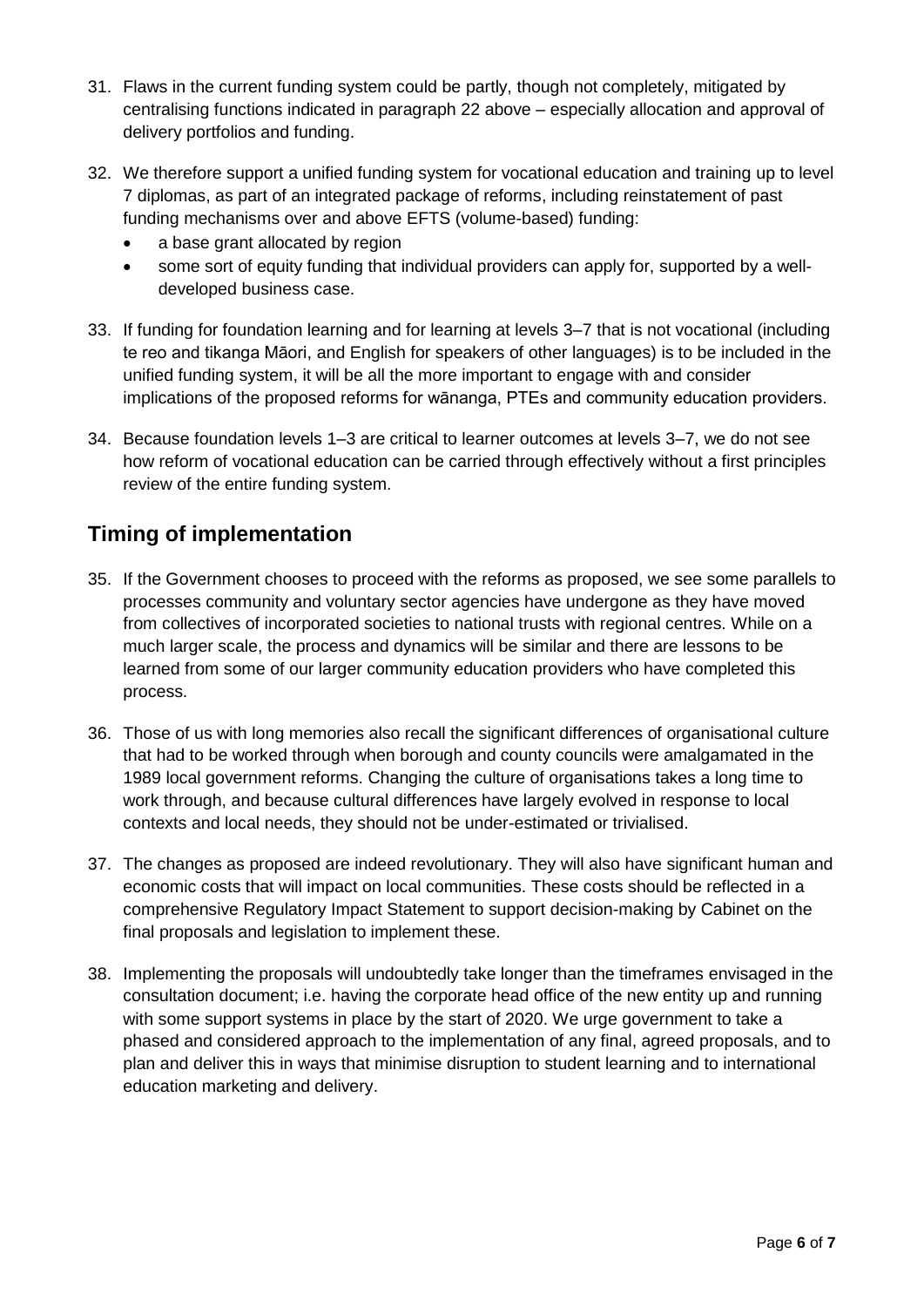31. Flaws in the current funding system could be partly, though not completely, mitigated by centralising functions indicated in paragraph 22 above – especially allocation and approval of delivery portfolios and funding.

32. We therefore support a unified funding system for vocational education and training up to level 7 diplomas, as part of an integrated package of reforms, including reinstatement of past funding mechanisms over and above EFTS (volume-based) funding:
    - a base grant allocated by region
    - some sort of equity funding that individual providers can apply for, supported by a well-developed business case.

33. If funding for foundation learning and for learning at levels 3–7 that is not vocational (including te reo and tikanga Māori, and English for speakers of other languages) is to be included in the unified funding system, it will be all the more important to engage with and consider implications of the proposed reforms for wānanga, PTEs and community education providers.

34. Because foundation levels 1–3 are critical to learner outcomes at levels 3–7, we do not see how reform of vocational education can be carried through effectively without a first principles review of the entire funding system.

## Timing of implementation

35. If the Government chooses to proceed with the reforms as proposed, we see some parallels to processes community and voluntary sector agencies have undergone as they have moved from collectives of incorporated societies to national trusts with regional centres. While on a much larger scale, the process and dynamics will be similar and there are lessons to be learned from some of our larger community education providers who have completed this process.

36. Those of us with long memories also recall the significant differences of organisational culture that had to be worked through when borough and county councils were amalgamated in the 1989 local government reforms. Changing the culture of organisations takes a long time to work through, and because cultural differences have largely evolved in response to local contexts and local needs, they should not be under-estimated or trivialised.

37. The changes as proposed are indeed revolutionary. They will also have significant human and economic costs that will impact on local communities. These costs should be reflected in a comprehensive Regulatory Impact Statement to support decision-making by Cabinet on the final proposals and legislation to implement these.

38. Implementing the proposals will undoubtedly take longer than the timeframes envisaged in the consultation document; i.e. having the corporate head office of the new entity up and running with some support systems in place by the start of 2020. We urge government to take a phased and considered approach to the implementation of any final, agreed proposals, and to plan and deliver this in ways that minimise disruption to student learning and to international education marketing and delivery.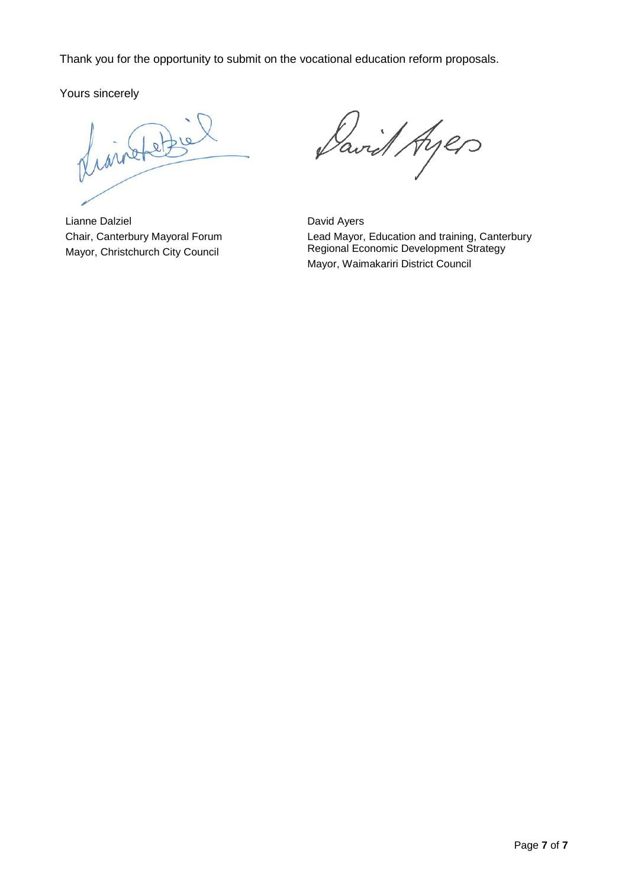Thank you for the opportunity to submit on the vocational education reform proposals.

Yours sincerely

Lianne Dalziel
Chair, Canterbury Mayoral Forum
Mayor, Christchurch City Council

David Ayers
Lead Mayor, Education and training, Canterbury Regional Economic Development Strategy
Mayor, Waimakariri District Council